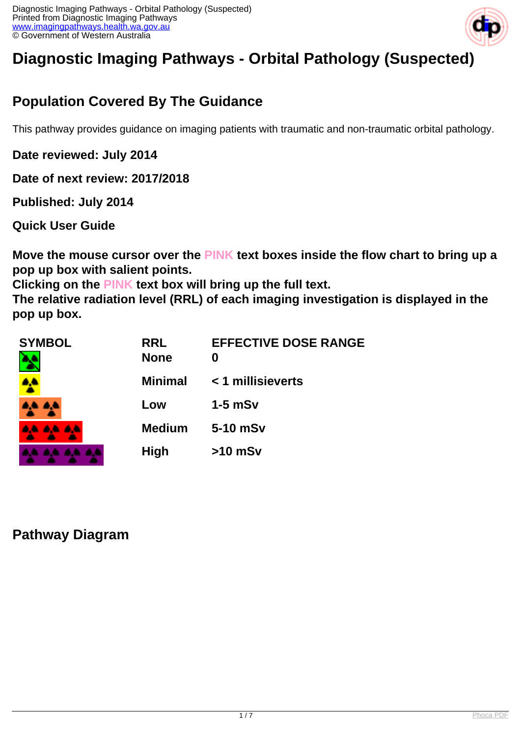# Diagnostic Imaging Pathways - Orbital Pathology (Suspected)

## Population Covered By The Guidance

This pathway provides guidance on imaging patients with traumatic and non-traumatic orbital pathology.

**Date reviewed: July 2014**

**Date of next review: 2017/2018**

**Published: July 2014**

**Quick User Guide**

**Move the mouse cursor over the PINK text boxes inside the flow chart to bring up a pop up box with salient points.**
**Clicking on the PINK text box will bring up the full text.**
**The relative radiation level (RRL) of each imaging investigation is displayed in the pop up box.**

| SYMBOL | RRL | EFFECTIVE DOSE RANGE |
| --- | --- | --- |
| | None | 0 |
| | Minimal | < 1 millisieverts |
| | Low | 1-5 mSv |
| | Medium | 5-10 mSv |
| | High | >10 mSv |

## Pathway Diagram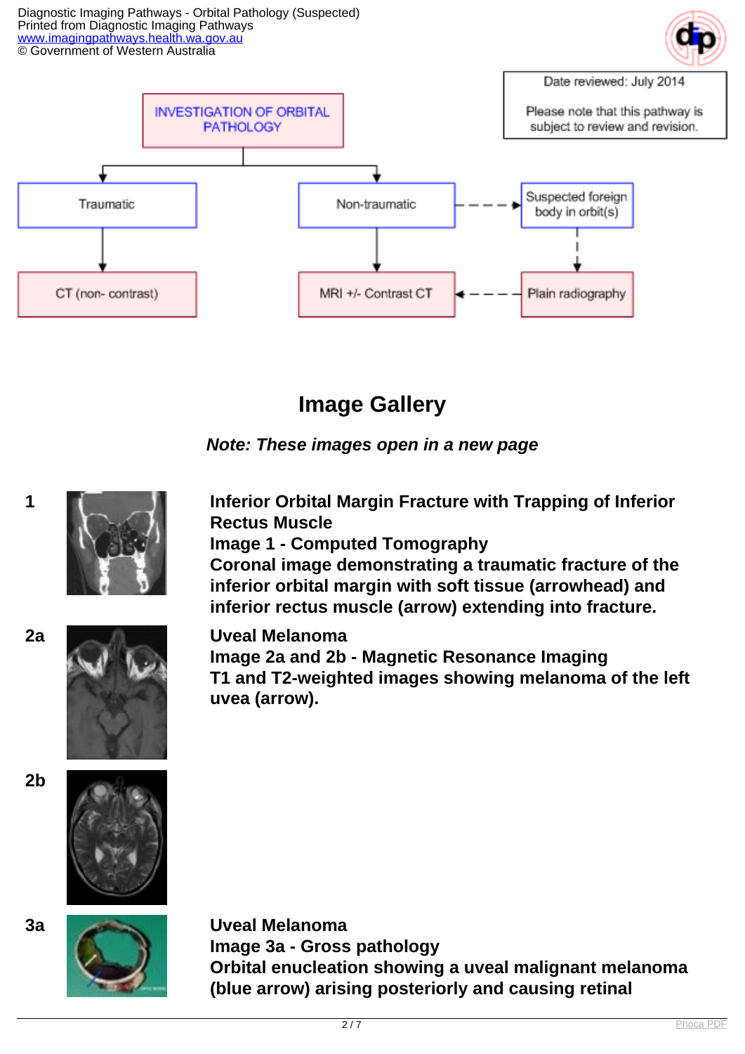Date reviewed: July 2014

Please note that this pathway is subject to review and revision.

INVESTIGATION OF ORBITAL PATHOLOGY

- Traumatic → CT (non- contrast)
- Non-traumatic → MRI +/- Contrast CT
  - Suspected foreign body in orbit(s) → Plain radiography → MRI +/- Contrast CT

## Image Gallery

***Note: These images open in a new page***

**1**

**Inferior Orbital Margin Fracture with Trapping of Inferior Rectus Muscle**
**Image 1 - Computed Tomography**
**Coronal image demonstrating a traumatic fracture of the inferior orbital margin with soft tissue (arrowhead) and inferior rectus muscle (arrow) extending into fracture.**

**2a**

**Uveal Melanoma**
**Image 2a and 2b - Magnetic Resonance Imaging**
**T1 and T2-weighted images showing melanoma of the left uvea (arrow).**

**2b**

**3a**

**Uveal Melanoma**
**Image 3a - Gross pathology**
**Orbital enucleation showing a uveal malignant melanoma (blue arrow) arising posteriorly and causing retinal**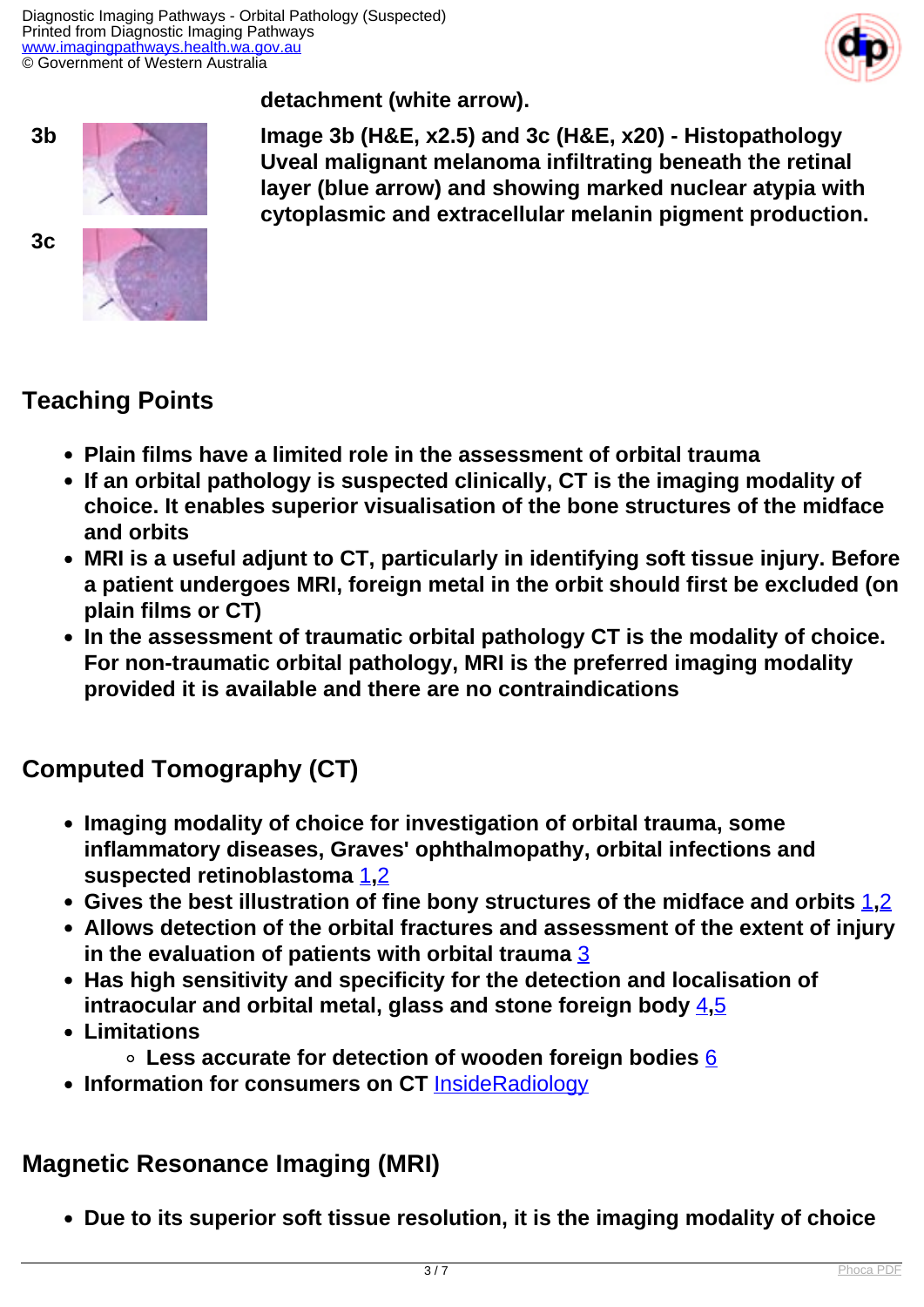detachment (white arrow).

3b

3c

**Image 3b (H&E, x2.5) and 3c (H&E, x20) - Histopathology Uveal malignant melanoma infiltrating beneath the retinal layer (blue arrow) and showing marked nuclear atypia with cytoplasmic and extracellular melanin pigment production.**

## Teaching Points

- Plain films have a limited role in the assessment of orbital trauma
- If an orbital pathology is suspected clinically, CT is the imaging modality of choice. It enables superior visualisation of the bone structures of the midface and orbits
- MRI is a useful adjunt to CT, particularly in identifying soft tissue injury. Before a patient undergoes MRI, foreign metal in the orbit should first be excluded (on plain films or CT)
- In the assessment of traumatic orbital pathology CT is the modality of choice. For non-traumatic orbital pathology, MRI is the preferred imaging modality provided it is available and there are no contraindications

## Computed Tomography (CT)

- Imaging modality of choice for investigation of orbital trauma, some inflammatory diseases, Graves' ophthalmopathy, orbital infections and suspected retinoblastoma 1,2
- Gives the best illustration of fine bony structures of the midface and orbits 1,2
- Allows detection of the orbital fractures and assessment of the extent of injury in the evaluation of patients with orbital trauma 3
- Has high sensitivity and specificity for the detection and localisation of intraocular and orbital metal, glass and stone foreign body 4,5
- Limitations
  - Less accurate for detection of wooden foreign bodies 6
- Information for consumers on CT InsideRadiology

## Magnetic Resonance Imaging (MRI)

- Due to its superior soft tissue resolution, it is the imaging modality of choice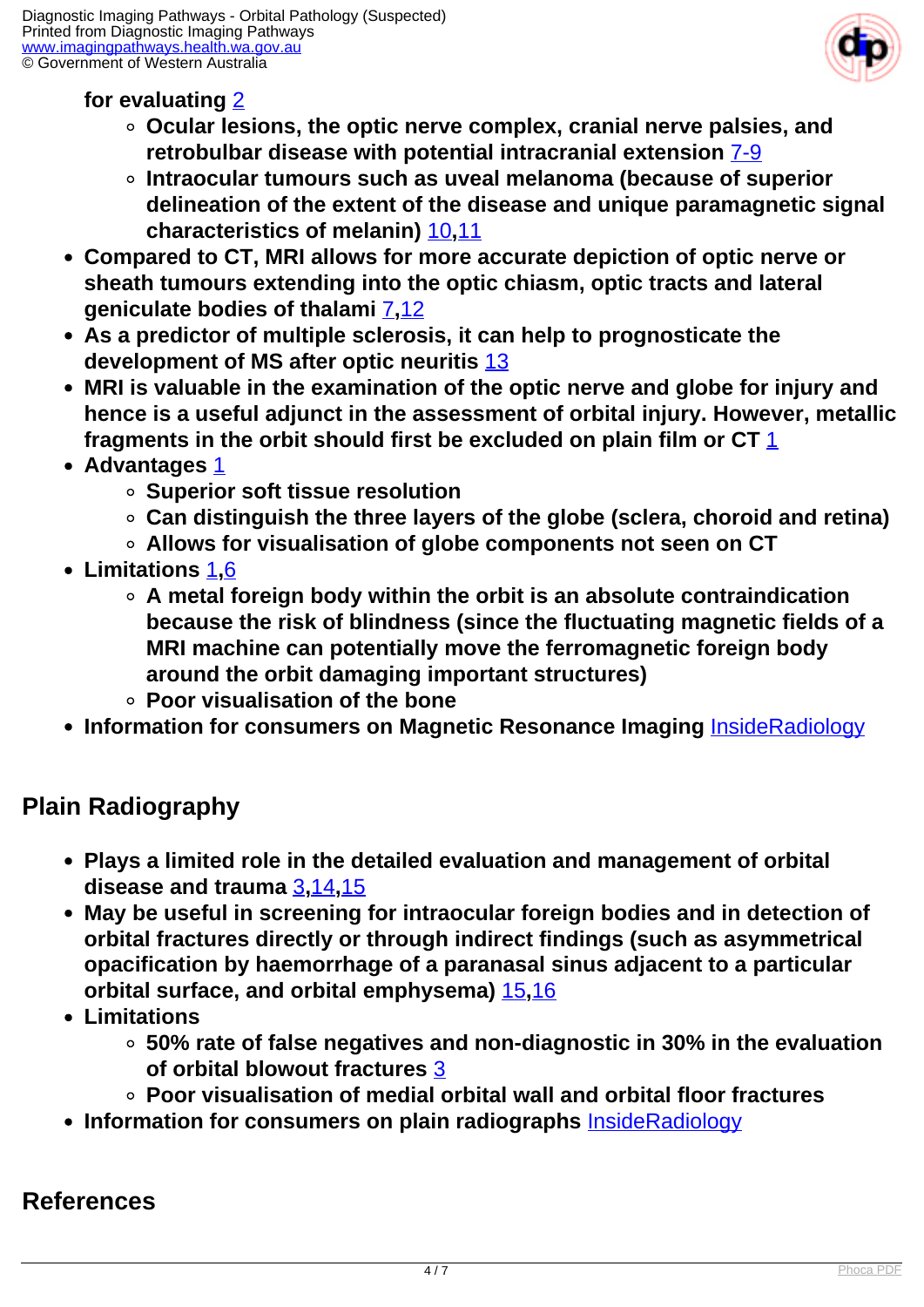- **for evaluating 2**
    - **Ocular lesions, the optic nerve complex, cranial nerve palsies, and retrobulbar disease with potential intracranial extension 7-9**
    - **Intraocular tumours such as uveal melanoma (because of superior delineation of the extent of the disease and unique paramagnetic signal characteristics of melanin) 10,11**
- **Compared to CT, MRI allows for more accurate depiction of optic nerve or sheath tumours extending into the optic chiasm, optic tracts and lateral geniculate bodies of thalami 7,12**
- **As a predictor of multiple sclerosis, it can help to prognosticate the development of MS after optic neuritis 13**
- **MRI is valuable in the examination of the optic nerve and globe for injury and hence is a useful adjunct in the assessment of orbital injury. However, metallic fragments in the orbit should first be excluded on plain film or CT 1**
- **Advantages 1**
    - **Superior soft tissue resolution**
    - **Can distinguish the three layers of the globe (sclera, choroid and retina)**
    - **Allows for visualisation of globe components not seen on CT**
- **Limitations 1,6**
    - **A metal foreign body within the orbit is an absolute contraindication because the risk of blindness (since the fluctuating magnetic fields of a MRI machine can potentially move the ferromagnetic foreign body around the orbit damaging important structures)**
    - **Poor visualisation of the bone**
- **Information for consumers on Magnetic Resonance Imaging InsideRadiology**

## Plain Radiography

- **Plays a limited role in the detailed evaluation and management of orbital disease and trauma 3,14,15**
- **May be useful in screening for intraocular foreign bodies and in detection of orbital fractures directly or through indirect findings (such as asymmetrical opacification by haemorrhage of a paranasal sinus adjacent to a particular orbital surface, and orbital emphysema) 15,16**
- **Limitations**
    - **50% rate of false negatives and non-diagnostic in 30% in the evaluation of orbital blowout fractures 3**
    - **Poor visualisation of medial orbital wall and orbital floor fractures**
- **Information for consumers on plain radiographs InsideRadiology**

## References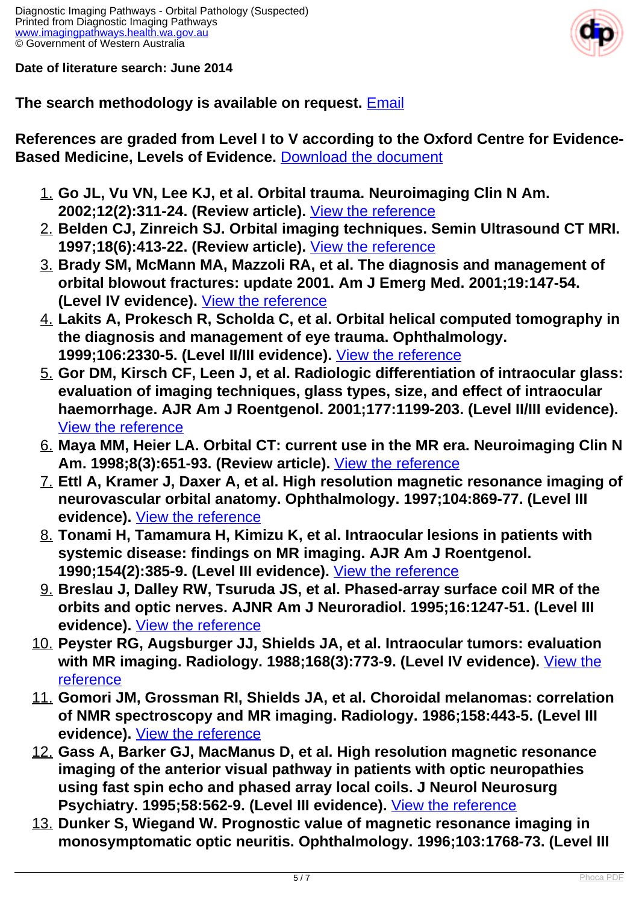**Date of literature search: June 2014**

**The search methodology is available on request.** Email

**References are graded from Level I to V according to the Oxford Centre for Evidence-Based Medicine, Levels of Evidence.** Download the document

1. **Go JL, Vu VN, Lee KJ, et al. Orbital trauma. Neuroimaging Clin N Am. 2002;12(2):311-24. (Review article).** View the reference
2. **Belden CJ, Zinreich SJ. Orbital imaging techniques. Semin Ultrasound CT MRI. 1997;18(6):413-22. (Review article).** View the reference
3. **Brady SM, McMann MA, Mazzoli RA, et al. The diagnosis and management of orbital blowout fractures: update 2001. Am J Emerg Med. 2001;19:147-54. (Level IV evidence).** View the reference
4. **Lakits A, Prokesch R, Scholda C, et al. Orbital helical computed tomography in the diagnosis and management of eye trauma. Ophthalmology. 1999;106:2330-5. (Level II/III evidence).** View the reference
5. **Gor DM, Kirsch CF, Leen J, et al. Radiologic differentiation of intraocular glass: evaluation of imaging techniques, glass types, size, and effect of intraocular haemorrhage. AJR Am J Roentgenol. 2001;177:1199-203. (Level II/III evidence).** View the reference
6. **Maya MM, Heier LA. Orbital CT: current use in the MR era. Neuroimaging Clin N Am. 1998;8(3):651-93. (Review article).** View the reference
7. **Ettl A, Kramer J, Daxer A, et al. High resolution magnetic resonance imaging of neurovascular orbital anatomy. Ophthalmology. 1997;104:869-77. (Level III evidence).** View the reference
8. **Tonami H, Tamamura H, Kimizu K, et al. Intraocular lesions in patients with systemic disease: findings on MR imaging. AJR Am J Roentgenol. 1990;154(2):385-9. (Level III evidence).** View the reference
9. **Breslau J, Dalley RW, Tsuruda JS, et al. Phased-array surface coil MR of the orbits and optic nerves. AJNR Am J Neuroradiol. 1995;16:1247-51. (Level III evidence).** View the reference
10. **Peyster RG, Augsburger JJ, Shields JA, et al. Intraocular tumors: evaluation with MR imaging. Radiology. 1988;168(3):773-9. (Level IV evidence).** View the reference
11. **Gomori JM, Grossman RI, Shields JA, et al. Choroidal melanomas: correlation of NMR spectroscopy and MR imaging. Radiology. 1986;158:443-5. (Level III evidence).** View the reference
12. **Gass A, Barker GJ, MacManus D, et al. High resolution magnetic resonance imaging of the anterior visual pathway in patients with optic neuropathies using fast spin echo and phased array local coils. J Neurol Neurosurg Psychiatry. 1995;58:562-9. (Level III evidence).** View the reference
13. **Dunker S, Wiegand W. Prognostic value of magnetic resonance imaging in monosymptomatic optic neuritis. Ophthalmology. 1996;103:1768-73. (Level III**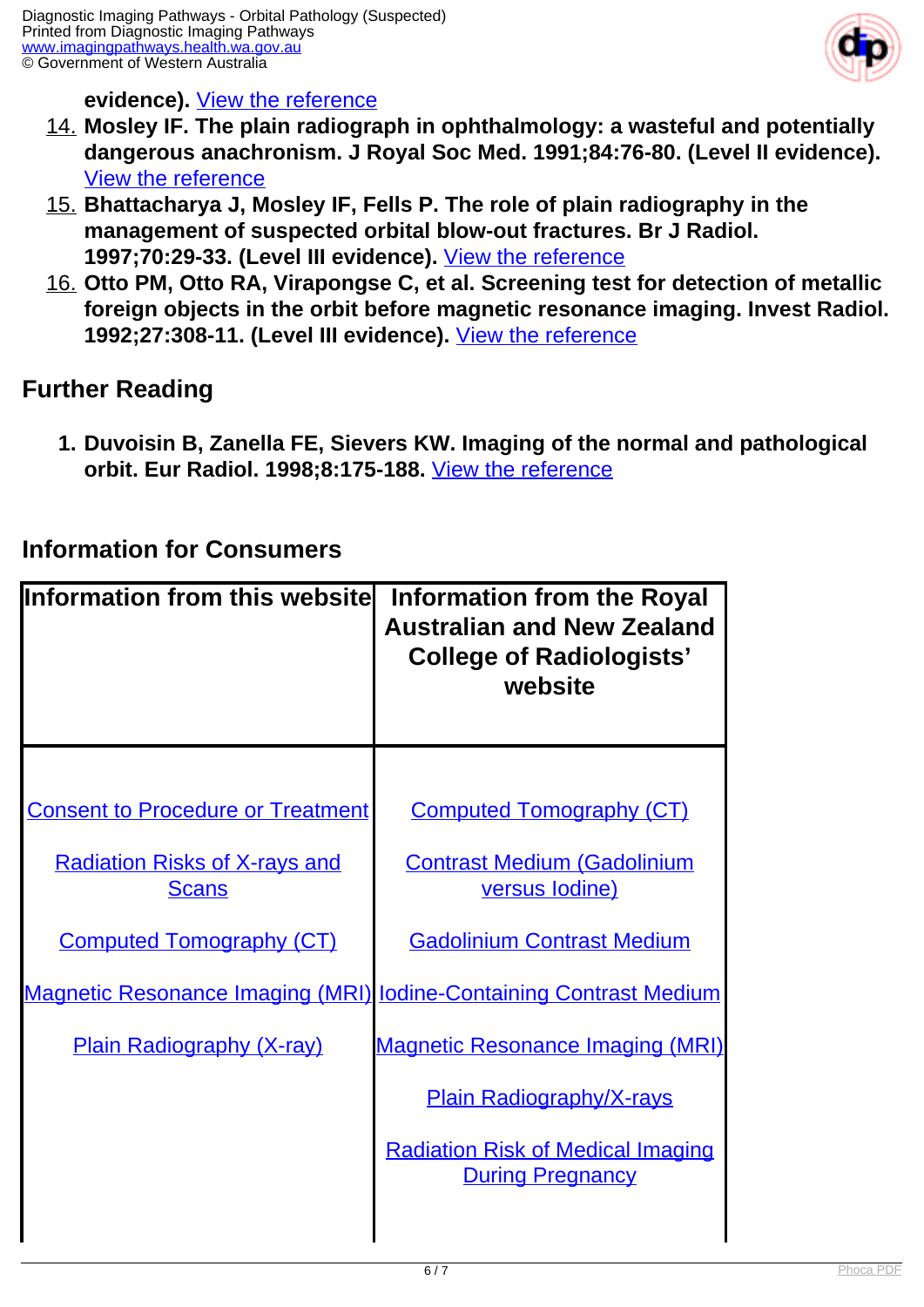**evidence).** View the reference

14. **Mosley IF. The plain radiograph in ophthalmology: a wasteful and potentially dangerous anachronism. J Royal Soc Med. 1991;84:76-80. (Level II evidence).** View the reference
15. **Bhattacharya J, Mosley IF, Fells P. The role of plain radiography in the management of suspected orbital blow-out fractures. Br J Radiol. 1997;70:29-33. (Level III evidence).** View the reference
16. **Otto PM, Otto RA, Virapongse C, et al. Screening test for detection of metallic foreign objects in the orbit before magnetic resonance imaging. Invest Radiol. 1992;27:308-11. (Level III evidence).** View the reference

## Further Reading

1. **Duvoisin B, Zanella FE, Sievers KW. Imaging of the normal and pathological orbit. Eur Radiol. 1998;8:175-188.** View the reference

## Information for Consumers

| Information from this website | Information from the Royal Australian and New Zealand College of Radiologists' website |
|---|---|
| Consent to Procedure or Treatment | Computed Tomography (CT) |
| Radiation Risks of X-rays and Scans | Contrast Medium (Gadolinium versus Iodine) |
| Computed Tomography (CT) | Gadolinium Contrast Medium |
| Magnetic Resonance Imaging (MRI) | Iodine-Containing Contrast Medium |
| Plain Radiography (X-ray) | Magnetic Resonance Imaging (MRI) |
| | Plain Radiography/X-rays |
| | Radiation Risk of Medical Imaging During Pregnancy |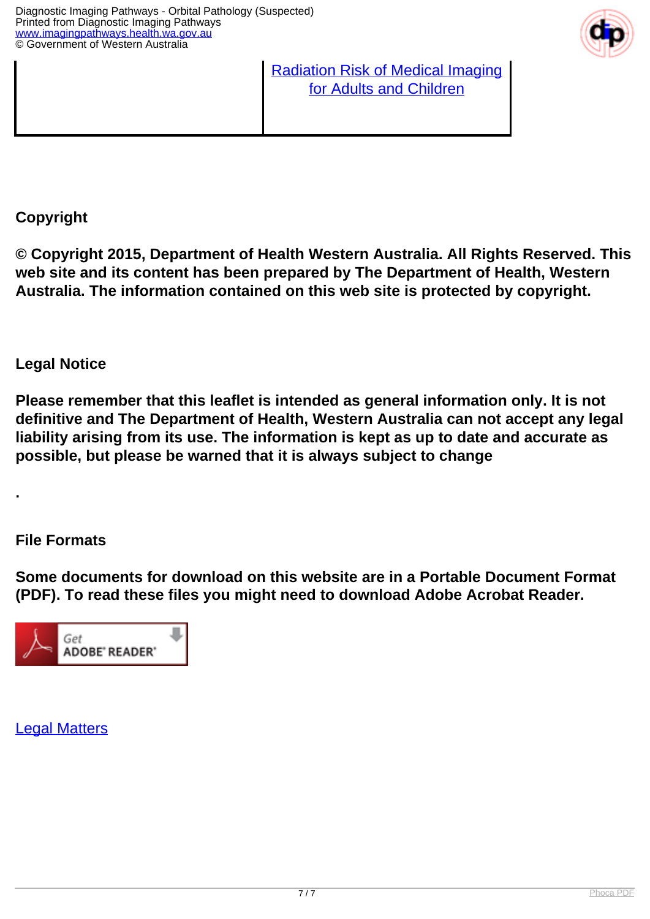| | |
|---|---|
| | Radiation Risk of Medical Imaging for Adults and Children |

**Copyright**

**© Copyright 2015, Department of Health Western Australia. All Rights Reserved. This web site and its content has been prepared by The Department of Health, Western Australia. The information contained on this web site is protected by copyright.**

**Legal Notice**

**Please remember that this leaflet is intended as general information only. It is not definitive and The Department of Health, Western Australia can not accept any legal liability arising from its use. The information is kept as up to date and accurate as possible, but please be warned that it is always subject to change**

**.**

**File Formats**

**Some documents for download on this website are in a Portable Document Format (PDF). To read these files you might need to download Adobe Acrobat Reader.**

Get ADOBE® READER®

Legal Matters